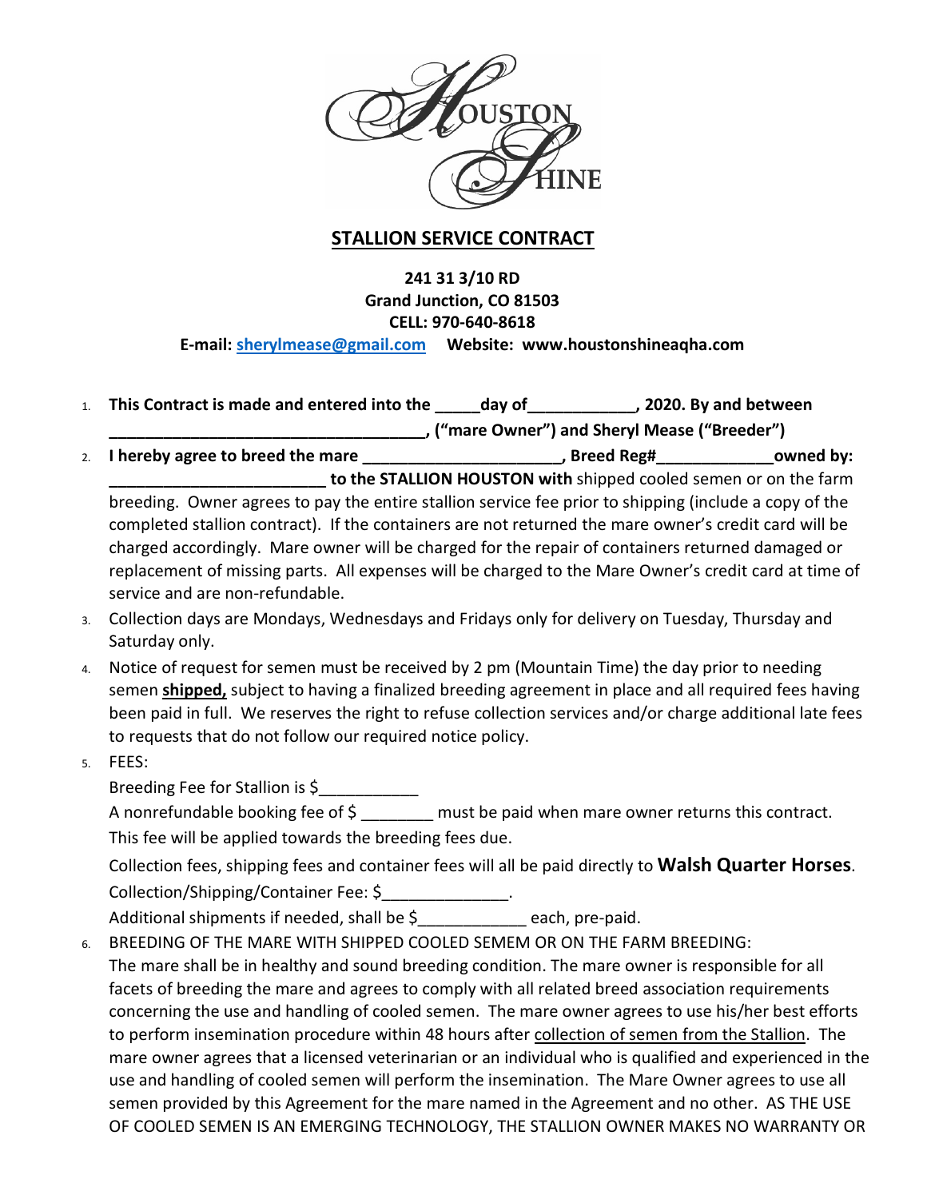Houston Shine

## STALLION SERVICE CONTRACT

**241 31 3/10 RD**
**Grand Junction, CO 81503**
**CELL: 970-640-8618**
**E-mail: sherylmease@gmail.com     Website: www.houstonshineaqha.com**

1. **This Contract is made and entered into the _____day of____________, 2020. By and between ___________________________________, ("mare Owner") and Sheryl Mease ("Breeder")**
2. **I hereby agree to breed the mare _____________________, Breed Reg#_____________owned by: ________________________ to the STALLION HOUSTON with** shipped cooled semen or on the farm breeding. Owner agrees to pay the entire stallion service fee prior to shipping (include a copy of the completed stallion contract). If the containers are not returned the mare owner's credit card will be charged accordingly. Mare owner will be charged for the repair of containers returned damaged or replacement of missing parts. All expenses will be charged to the Mare Owner's credit card at time of service and are non-refundable.
3. Collection days are Mondays, Wednesdays and Fridays only for delivery on Tuesday, Thursday and Saturday only.
4. Notice of request for semen must be received by 2 pm (Mountain Time) the day prior to needing semen **shipped,** subject to having a finalized breeding agreement in place and all required fees having been paid in full. We reserves the right to refuse collection services and/or charge additional late fees to requests that do not follow our required notice policy.
5. FEES:

   Breeding Fee for Stallion is $___________

   A nonrefundable booking fee of $ ________ must be paid when mare owner returns this contract. This fee will be applied towards the breeding fees due.

   Collection fees, shipping fees and container fees will all be paid directly to **Walsh Quarter Horses**.

   Collection/Shipping/Container Fee: $______________.

   Additional shipments if needed, shall be $____________ each, pre-paid.
6. BREEDING OF THE MARE WITH SHIPPED COOLED SEMEM OR ON THE FARM BREEDING:
   The mare shall be in healthy and sound breeding condition. The mare owner is responsible for all facets of breeding the mare and agrees to comply with all related breed association requirements concerning the use and handling of cooled semen. The mare owner agrees to use his/her best efforts to perform insemination procedure within 48 hours after collection of semen from the Stallion. The mare owner agrees that a licensed veterinarian or an individual who is qualified and experienced in the use and handling of cooled semen will perform the insemination. The Mare Owner agrees to use all semen provided by this Agreement for the mare named in the Agreement and no other. AS THE USE OF COOLED SEMEN IS AN EMERGING TECHNOLOGY, THE STALLION OWNER MAKES NO WARRANTY OR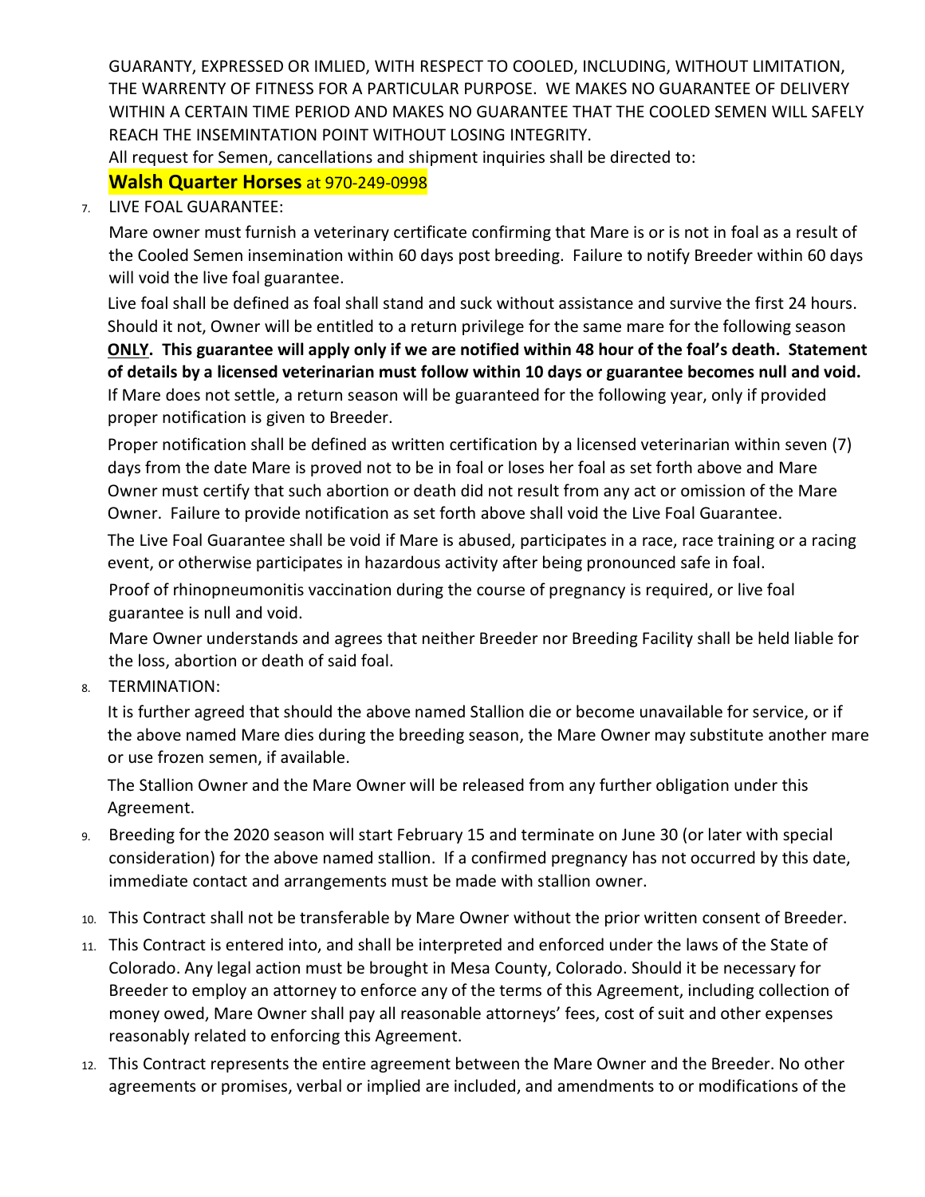GUARANTY, EXPRESSED OR IMLIED, WITH RESPECT TO COOLED, INCLUDING, WITHOUT LIMITATION, THE WARRENTY OF FITNESS FOR A PARTICULAR PURPOSE. WE MAKES NO GUARANTEE OF DELIVERY WITHIN A CERTAIN TIME PERIOD AND MAKES NO GUARANTEE THAT THE COOLED SEMEN WILL SAFELY REACH THE INSEMINTATION POINT WITHOUT LOSING INTEGRITY.

All request for Semen, cancellations and shipment inquiries shall be directed to:

**Walsh Quarter Horses** at 970-249-0998

7. LIVE FOAL GUARANTEE:

   Mare owner must furnish a veterinary certificate confirming that Mare is or is not in foal as a result of the Cooled Semen insemination within 60 days post breeding. Failure to notify Breeder within 60 days will void the live foal guarantee.

   Live foal shall be defined as foal shall stand and suck without assistance and survive the first 24 hours. Should it not, Owner will be entitled to a return privilege for the same mare for the following season **ONLY. This guarantee will apply only if we are notified within 48 hour of the foal's death. Statement of details by a licensed veterinarian must follow within 10 days or guarantee becomes null and void.** If Mare does not settle, a return season will be guaranteed for the following year, only if provided proper notification is given to Breeder.

   Proper notification shall be defined as written certification by a licensed veterinarian within seven (7) days from the date Mare is proved not to be in foal or loses her foal as set forth above and Mare Owner must certify that such abortion or death did not result from any act or omission of the Mare Owner. Failure to provide notification as set forth above shall void the Live Foal Guarantee.

   The Live Foal Guarantee shall be void if Mare is abused, participates in a race, race training or a racing event, or otherwise participates in hazardous activity after being pronounced safe in foal.

   Proof of rhinopneumonitis vaccination during the course of pregnancy is required, or live foal guarantee is null and void.

   Mare Owner understands and agrees that neither Breeder nor Breeding Facility shall be held liable for the loss, abortion or death of said foal.

8. TERMINATION:

   It is further agreed that should the above named Stallion die or become unavailable for service, or if the above named Mare dies during the breeding season, the Mare Owner may substitute another mare or use frozen semen, if available.

   The Stallion Owner and the Mare Owner will be released from any further obligation under this Agreement.

9. Breeding for the 2020 season will start February 15 and terminate on June 30 (or later with special consideration) for the above named stallion. If a confirmed pregnancy has not occurred by this date, immediate contact and arrangements must be made with stallion owner.

10. This Contract shall not be transferable by Mare Owner without the prior written consent of Breeder.

11. This Contract is entered into, and shall be interpreted and enforced under the laws of the State of Colorado. Any legal action must be brought in Mesa County, Colorado. Should it be necessary for Breeder to employ an attorney to enforce any of the terms of this Agreement, including collection of money owed, Mare Owner shall pay all reasonable attorneys' fees, cost of suit and other expenses reasonably related to enforcing this Agreement.

12. This Contract represents the entire agreement between the Mare Owner and the Breeder. No other agreements or promises, verbal or implied are included, and amendments to or modifications of the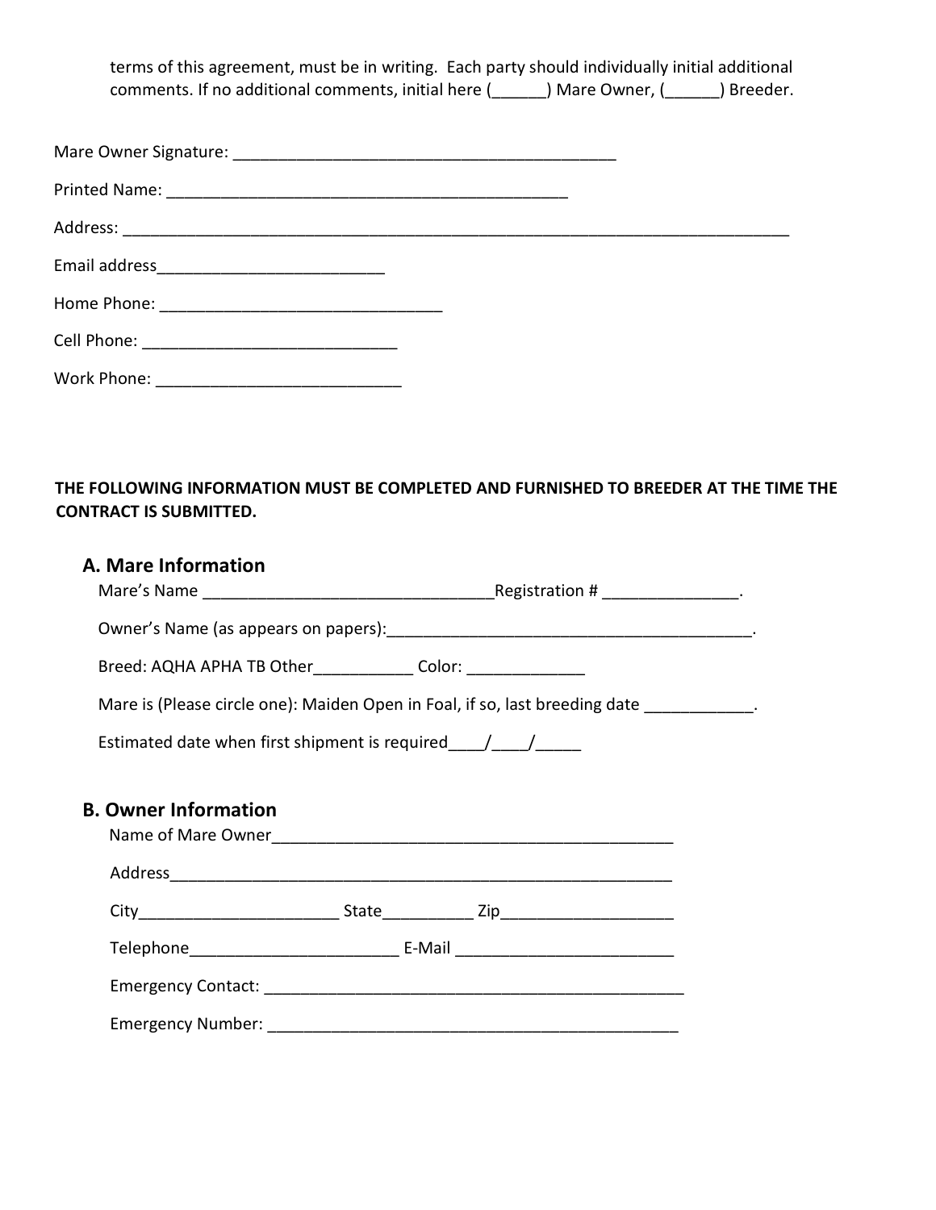terms of this agreement, must be in writing. Each party should individually initial additional comments. If no additional comments, initial here (______) Mare Owner, (______) Breeder.

Mare Owner Signature: ___________________________________________

Printed Name: _____________________________________________

Address: ____________________________________________________________________________

Email address_________________________

Home Phone: _______________________________

Cell Phone: ____________________________

Work Phone: ___________________________

**THE FOLLOWING INFORMATION MUST BE COMPLETED AND FURNISHED TO BREEDER AT THE TIME THE CONTRACT IS SUBMITTED.**

## A. Mare Information

Mare's Name ________________________________Registration # _______________.

Owner's Name (as appears on papers):_________________________________________.

Breed: AQHA APHA TB Other___________ Color: _____________

Mare is (Please circle one): Maiden Open in Foal, if so, last breeding date ____________.

Estimated date when first shipment is required____/____/_____

## B. Owner Information

Name of Mare Owner_____________________________________________

Address_________________________________________________________

City______________________ State__________ Zip___________________

Telephone_______________________ E-Mail ________________________

Emergency Contact: _________________________________________________

Emergency Number: ______________________________________________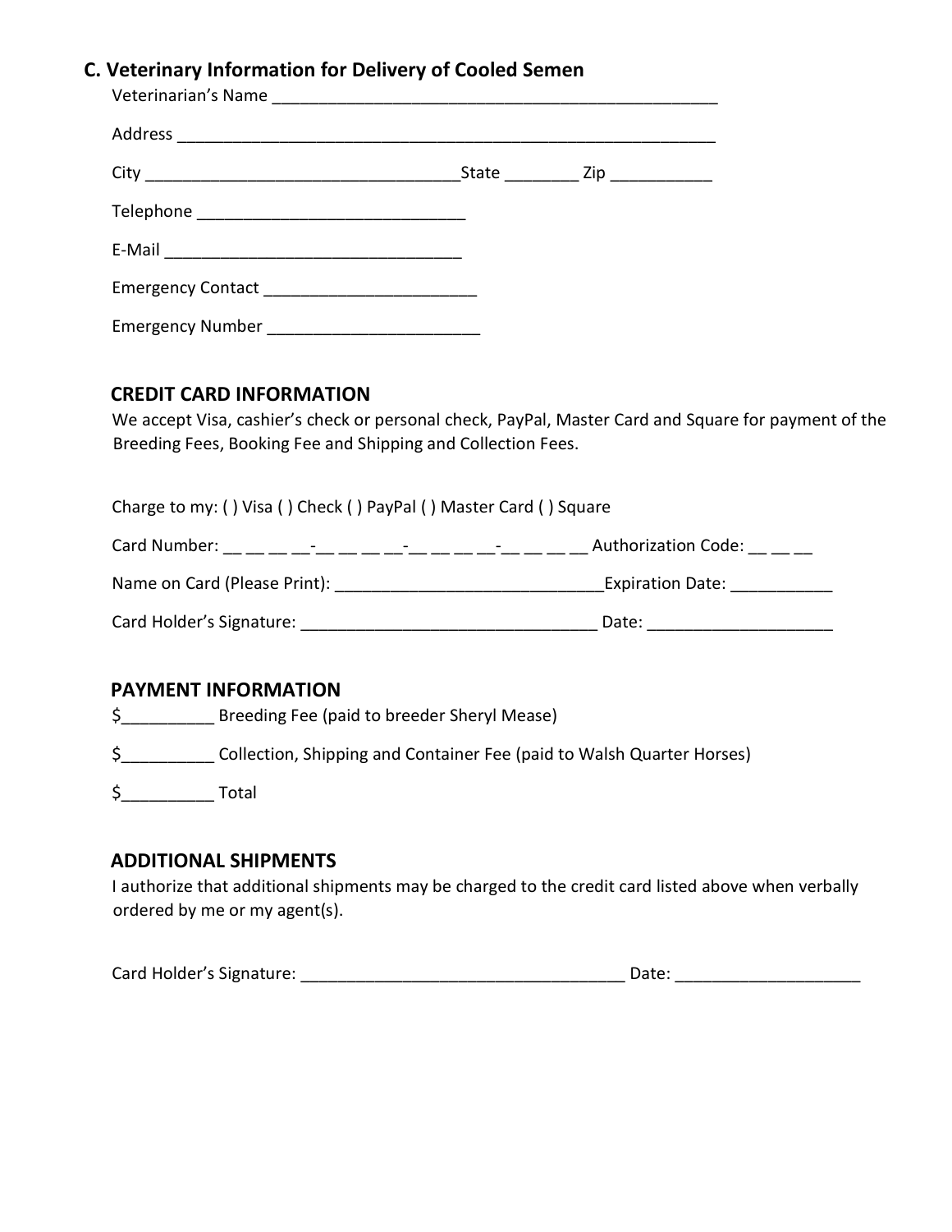## C. Veterinary Information for Delivery of Cooled Semen

Veterinarian's Name ________________________________________________

Address ___________________________________________________________

City _________________________________State ________ Zip ___________

Telephone ____________________________

E-Mail _______________________________

Emergency Contact ______________________

Emergency Number ______________________

### CREDIT CARD INFORMATION

We accept Visa, cashier's check or personal check, PayPal, Master Card and Square for payment of the Breeding Fees, Booking Fee and Shipping and Collection Fees.

Charge to my: ( ) Visa ( ) Check ( ) PayPal ( ) Master Card ( ) Square

Card Number: __ __ __ __-__ __ __ __-__ __ __ __-__ __ __ __ Authorization Code: __ __ __

Name on Card (Please Print): ____________________________Expiration Date: ___________

Card Holder's Signature: _______________________________ Date: ___________________

### PAYMENT INFORMATION

$__________ Breeding Fee (paid to breeder Sheryl Mease)

$__________ Collection, Shipping and Container Fee (paid to Walsh Quarter Horses)

$__________ Total

### ADDITIONAL SHIPMENTS

I authorize that additional shipments may be charged to the credit card listed above when verbally ordered by me or my agent(s).

Card Holder's Signature: ___________________________________ Date: ___________________